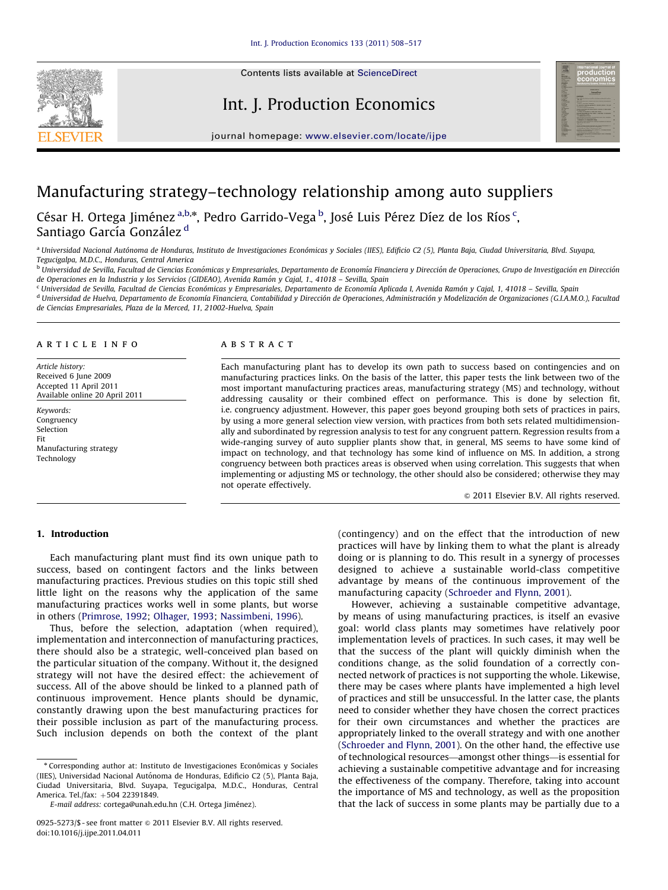# Manufacturing strategy–technology relationship among auto suppliers

César H. Ortega Jiménez [a,b,*], Pedro Garrido-Vega [b], José Luis Pérez Díez de los Ríos [c], Santiago García González [d]

[a] Universidad Nacional Autónoma de Honduras, Instituto de Investigaciones Económicas y Sociales (IIES), Edificio C2 (5), Planta Baja, Ciudad Universitaria, Blvd. Suyapa, Tegucigalpa, M.D.C., Honduras, Central America

[b] Universidad de Sevilla, Facultad de Ciencias Económicas y Empresariales, Departamento de Economía Financiera y Dirección de Operaciones, Grupo de Investigación en Dirección de Operaciones en la Industria y los Servicios (GIDEAO), Avenida Ramón y Cajal, 1., 41018 – Sevilla, Spain

[c] Universidad de Sevilla, Facultad de Ciencias Económicas y Empresariales, Departamento de Economía Aplicada I, Avenida Ramón y Cajal, 1, 41018 – Sevilla, Spain

[d] Universidad de Huelva, Departamento de Economía Financiera, Contabilidad y Dirección de Operaciones, Administración y Modelización de Organizaciones (G.I.A.M.O.), Facultad de Ciencias Empresariales, Plaza de la Merced, 11, 21002-Huelva, Spain

## ARTICLE INFO

*Article history:*
Received 6 June 2009
Accepted 11 April 2011
Available online 20 April 2011

*Keywords:*
Congruency
Selection
Fit
Manufacturing strategy
Technology

## ABSTRACT

Each manufacturing plant has to develop its own path to success based on contingencies and on manufacturing practices links. On the basis of the latter, this paper tests the link between two of the most important manufacturing practices areas, manufacturing strategy (MS) and technology, without addressing causality or their combined effect on performance. This is done by selection fit, i.e. congruency adjustment. However, this paper goes beyond grouping both sets of practices in pairs, by using a more general selection view version, with practices from both sets related multidimensionally and subordinated by regression analysis to test for any congruent pattern. Regression results from a wide-ranging survey of auto supplier plants show that, in general, MS seems to have some kind of impact on technology, and that technology has some kind of influence on MS. In addition, a strong congruency between both practices areas is observed when using correlation. This suggests that when implementing or adjusting MS or technology, the other should also be considered; otherwise they may not operate effectively.

© 2011 Elsevier B.V. All rights reserved.

## 1. Introduction

Each manufacturing plant must find its own unique path to success, based on contingent factors and the links between manufacturing practices. Previous studies on this topic still shed little light on the reasons why the application of the same manufacturing practices works well in some plants, but worse in others (Primrose, 1992; Olhager, 1993; Nassimbeni, 1996).

Thus, before the selection, adaptation (when required), implementation and interconnection of manufacturing practices, there should also be a strategic, well-conceived plan based on the particular situation of the company. Without it, the designed strategy will not have the desired effect: the achievement of success. All of the above should be linked to a planned path of continuous improvement. Hence plants should be dynamic, constantly drawing upon the best manufacturing practices for their possible inclusion as part of the manufacturing process. Such inclusion depends on both the context of the plant (contingency) and on the effect that the introduction of new practices will have by linking them to what the plant is already doing or is planning to do. This result in a synergy of processes designed to achieve a sustainable world-class competitive advantage by means of the continuous improvement of the manufacturing capacity (Schroeder and Flynn, 2001).

However, achieving a sustainable competitive advantage, by means of using manufacturing practices, is itself an evasive goal: world class plants may sometimes have relatively poor implementation levels of practices. In such cases, it may well be that the success of the plant will quickly diminish when the conditions change, as the solid foundation of a correctly connected network of practices is not supporting the whole. Likewise, there may be cases where plants have implemented a high level of practices and still be unsuccessful. In the latter case, the plants need to consider whether they have chosen the correct practices for their own circumstances and whether the practices are appropriately linked to the overall strategy and with one another (Schroeder and Flynn, 2001). On the other hand, the effective use of technological resources—amongst other things—is essential for achieving a sustainable competitive advantage and for increasing the effectiveness of the company. Therefore, taking into account the importance of MS and technology, as well as the proposition that the lack of success in some plants may be partially due to a

---

* Corresponding author at: Instituto de Investigaciones Económicas y Sociales (IIES), Universidad Nacional Autónoma de Honduras, Edificio C2 (5), Planta Baja, Ciudad Universitaria, Blvd. Suyapa, Tegucigalpa, M.D.C., Honduras, Central America. Tel./fax: +504 22391849.

*E-mail address:* cortega@unah.edu.hn (C.H. Ortega Jiménez).

0925-5273/$ - see front matter © 2011 Elsevier B.V. All rights reserved.
doi:10.1016/j.ijpe.2011.04.011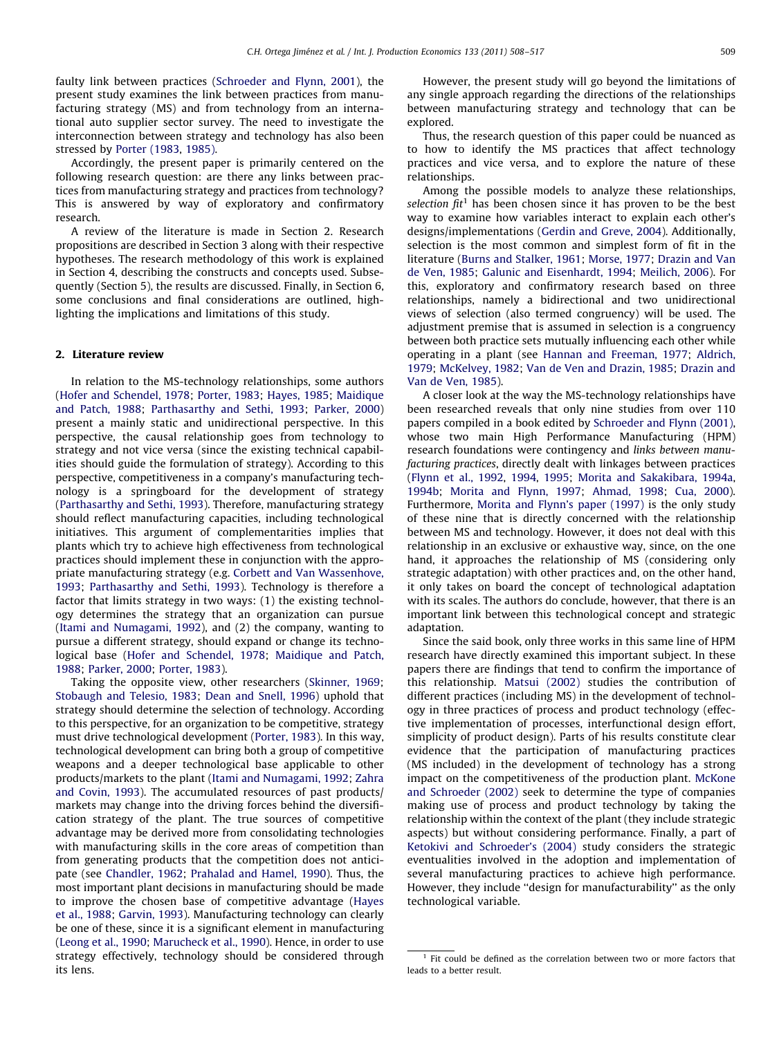faulty link between practices (Schroeder and Flynn, 2001), the present study examines the link between practices from manufacturing strategy (MS) and from technology from an international auto supplier sector survey. The need to investigate the interconnection between strategy and technology has also been stressed by Porter (1983, 1985).

Accordingly, the present paper is primarily centered on the following research question: are there any links between practices from manufacturing strategy and practices from technology? This is answered by way of exploratory and confirmatory research.

A review of the literature is made in Section 2. Research propositions are described in Section 3 along with their respective hypotheses. The research methodology of this work is explained in Section 4, describing the constructs and concepts used. Subsequently (Section 5), the results are discussed. Finally, in Section 6, some conclusions and final considerations are outlined, highlighting the implications and limitations of this study.

## 2. Literature review

In relation to the MS-technology relationships, some authors (Hofer and Schendel, 1978; Porter, 1983; Hayes, 1985; Maidique and Patch, 1988; Parthasarthy and Sethi, 1993; Parker, 2000) present a mainly static and unidirectional perspective. In this perspective, the causal relationship goes from technology to strategy and not vice versa (since the existing technical capabilities should guide the formulation of strategy). According to this perspective, competitiveness in a company's manufacturing technology is a springboard for the development of strategy (Parthasarthy and Sethi, 1993). Therefore, manufacturing strategy should reflect manufacturing capacities, including technological initiatives. This argument of complementarities implies that plants which try to achieve high effectiveness from technological practices should implement these in conjunction with the appropriate manufacturing strategy (e.g. Corbett and Van Wassenhove, 1993; Parthasarthy and Sethi, 1993). Technology is therefore a factor that limits strategy in two ways: (1) the existing technology determines the strategy that an organization can pursue (Itami and Numagami, 1992), and (2) the company, wanting to pursue a different strategy, should expand or change its technological base (Hofer and Schendel, 1978; Maidique and Patch, 1988; Parker, 2000; Porter, 1983).

Taking the opposite view, other researchers (Skinner, 1969; Stobaugh and Telesio, 1983; Dean and Snell, 1996) uphold that strategy should determine the selection of technology. According to this perspective, for an organization to be competitive, strategy must drive technological development (Porter, 1983). In this way, technological development can bring both a group of competitive weapons and a deeper technological base applicable to other products/markets to the plant (Itami and Numagami, 1992; Zahra and Covin, 1993). The accumulated resources of past products/markets may change into the driving forces behind the diversification strategy of the plant. The true sources of competitive advantage may be derived more from consolidating technologies with manufacturing skills in the core areas of competition than from generating products that the competition does not anticipate (see Chandler, 1962; Prahalad and Hamel, 1990). Thus, the most important plant decisions in manufacturing should be made to improve the chosen base of competitive advantage (Hayes et al., 1988; Garvin, 1993). Manufacturing technology can clearly be one of these, since it is a significant element in manufacturing (Leong et al., 1990; Maruchek et al., 1990). Hence, in order to use strategy effectively, technology should be considered through its lens.

However, the present study will go beyond the limitations of any single approach regarding the directions of the relationships between manufacturing strategy and technology that can be explored.

Thus, the research question of this paper could be nuanced as to how to identify the MS practices that affect technology practices and vice versa, and to explore the nature of these relationships.

Among the possible models to analyze these relationships, *selection fit*[1] has been chosen since it has proven to be the best way to examine how variables interact to explain each other's designs/implementations (Gerdin and Greve, 2004). Additionally, selection is the most common and simplest form of fit in the literature (Burns and Stalker, 1961; Morse, 1977; Drazin and Van de Ven, 1985; Galunic and Eisenhardt, 1994; Meilich, 2006). For this, exploratory and confirmatory research based on three relationships, namely a bidirectional and two unidirectional views of selection (also termed congruency) will be used. The adjustment premise that is assumed in selection is a congruency between both practice sets mutually influencing each other while operating in a plant (see Hannan and Freeman, 1977; Aldrich, 1979; McKelvey, 1982; Van de Ven and Drazin, 1985; Drazin and Van de Ven, 1985).

A closer look at the way the MS-technology relationships have been researched reveals that only nine studies from over 110 papers compiled in a book edited by Schroeder and Flynn (2001), whose two main High Performance Manufacturing (HPM) research foundations were contingency and *links between manufacturing practices*, directly dealt with linkages between practices (Flynn et al., 1992, 1994, 1995; Morita and Sakakibara, 1994a, 1994b; Morita and Flynn, 1997; Ahmad, 1998; Cua, 2000). Furthermore, Morita and Flynn's paper (1997) is the only study of these nine that is directly concerned with the relationship between MS and technology. However, it does not deal with this relationship in an exclusive or exhaustive way, since, on the one hand, it approaches the relationship of MS (considering only strategic adaptation) with other practices and, on the other hand, it only takes on board the concept of technological adaptation with its scales. The authors do conclude, however, that there is an important link between this technological concept and strategic adaptation.

Since the said book, only three works in this same line of HPM research have directly examined this important subject. In these papers there are findings that tend to confirm the importance of this relationship. Matsui (2002) studies the contribution of different practices (including MS) in the development of technology in three practices of process and product technology (effective implementation of processes, interfunctional design effort, simplicity of product design). Parts of his results constitute clear evidence that the participation of manufacturing practices (MS included) in the development of technology has a strong impact on the competitiveness of the production plant. McKone and Schroeder (2002) seek to determine the type of companies making use of process and product technology by taking the relationship within the context of the plant (they include strategic aspects) but without considering performance. Finally, a part of Ketokivi and Schroeder's (2004) study considers the strategic eventualities involved in the adoption and implementation of several manufacturing practices to achieve high performance. However, they include "design for manufacturability" as the only technological variable.

[1] Fit could be defined as the correlation between two or more factors that leads to a better result.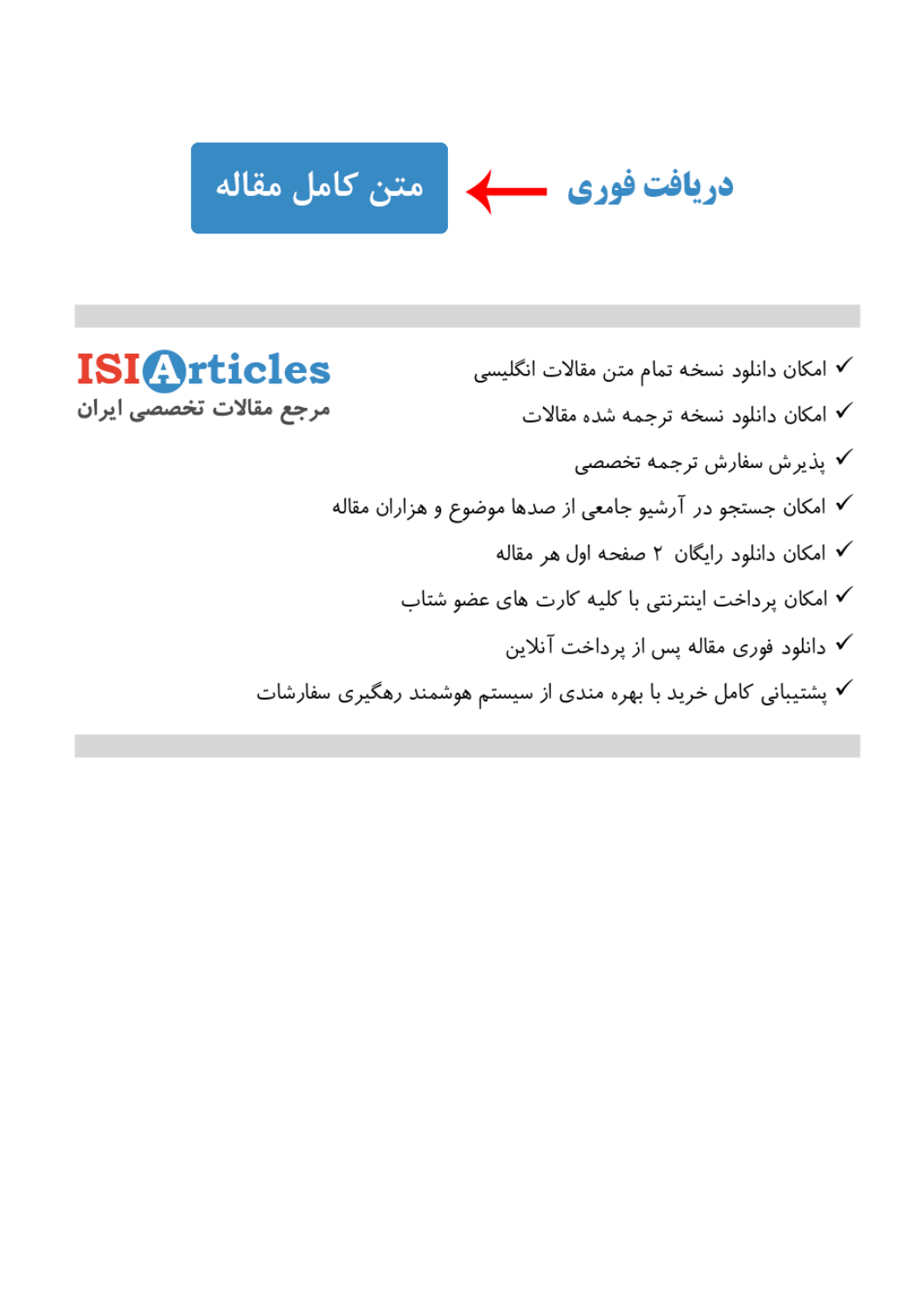دریافت فوری ← متن کامل مقاله

ISIArticles
مرجع مقالات تخصصی ایران

- ✓ امکان دانلود نسخه تمام متن مقالات انگلیسی
- ✓ امکان دانلود نسخه ترجمه شده مقالات
- ✓ پذیرش سفارش ترجمه تخصصی
- ✓ امکان جستجو در آرشیو جامعی از صدها موضوع و هزاران مقاله
- ✓ امکان دانلود رایگان ۲ صفحه اول هر مقاله
- ✓ امکان پرداخت اینترنتی با کلیه کارت های عضو شتاب
- ✓ دانلود فوری مقاله پس از پرداخت آنلاین
- ✓ پشتیبانی کامل خرید با بهره مندی از سیستم هوشمند رهگیری سفارشات